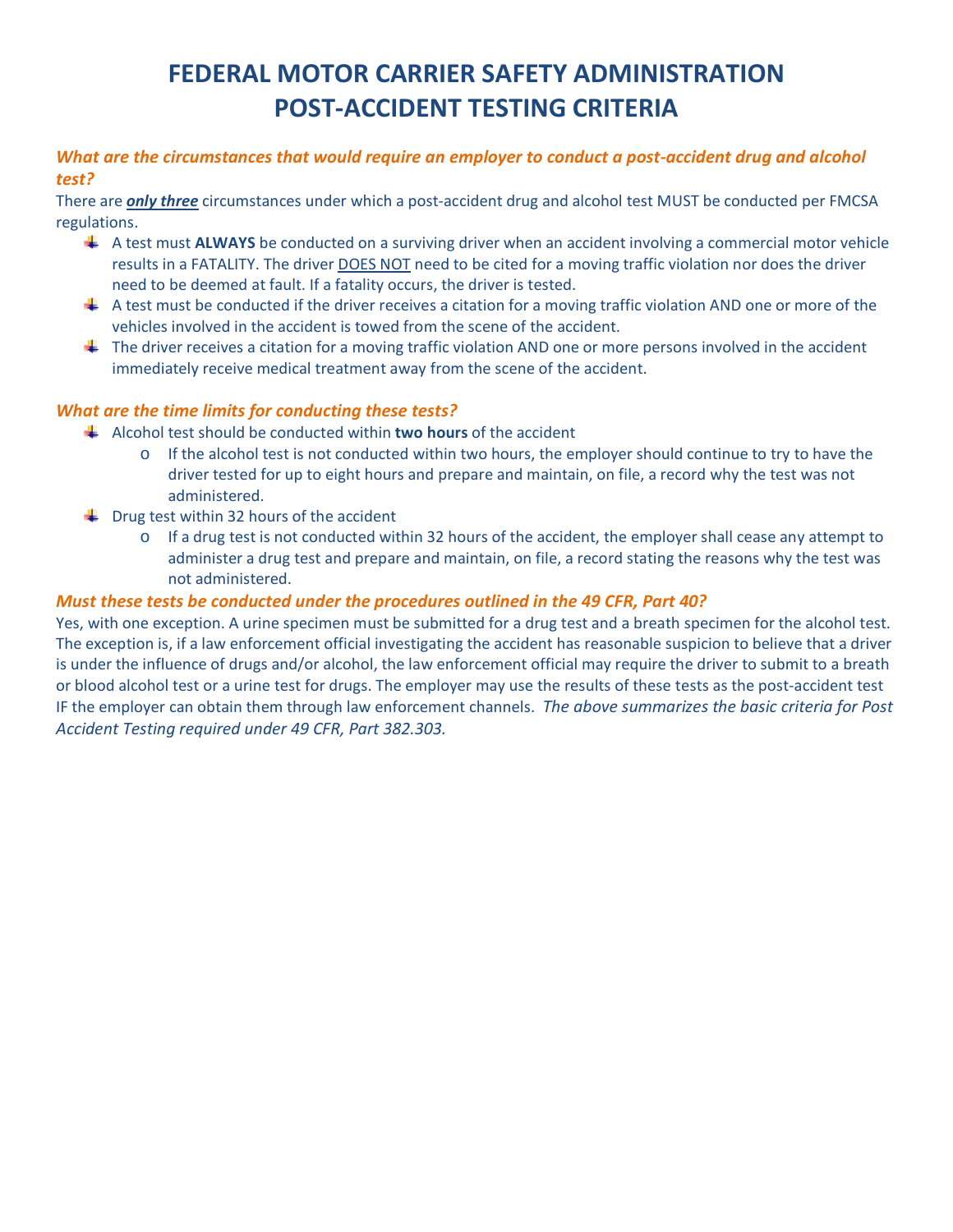# FEDERAL MOTOR CARRIER SAFETY ADMINISTRATION
# POST-ACCIDENT TESTING CRITERIA

### *What are the circumstances that would require an employer to conduct a post-accident drug and alcohol test?*

There are ***only three*** circumstances under which a post-accident drug and alcohol test MUST be conducted per FMCSA regulations.

- A test must **ALWAYS** be conducted on a surviving driver when an accident involving a commercial motor vehicle results in a FATALITY. The driver DOES NOT need to be cited for a moving traffic violation nor does the driver need to be deemed at fault. If a fatality occurs, the driver is tested.
- A test must be conducted if the driver receives a citation for a moving traffic violation AND one or more of the vehicles involved in the accident is towed from the scene of the accident.
- The driver receives a citation for a moving traffic violation AND one or more persons involved in the accident immediately receive medical treatment away from the scene of the accident.

### *What are the time limits for conducting these tests?*

- Alcohol test should be conducted within **two hours** of the accident
  - If the alcohol test is not conducted within two hours, the employer should continue to try to have the driver tested for up to eight hours and prepare and maintain, on file, a record why the test was not administered.
- Drug test within 32 hours of the accident
  - If a drug test is not conducted within 32 hours of the accident, the employer shall cease any attempt to administer a drug test and prepare and maintain, on file, a record stating the reasons why the test was not administered.

### *Must these tests be conducted under the procedures outlined in the 49 CFR, Part 40?*

Yes, with one exception. A urine specimen must be submitted for a drug test and a breath specimen for the alcohol test. The exception is, if a law enforcement official investigating the accident has reasonable suspicion to believe that a driver is under the influence of drugs and/or alcohol, the law enforcement official may require the driver to submit to a breath or blood alcohol test or a urine test for drugs. The employer may use the results of these tests as the post-accident test IF the employer can obtain them through law enforcement channels. *The above summarizes the basic criteria for Post Accident Testing required under 49 CFR, Part 382.303.*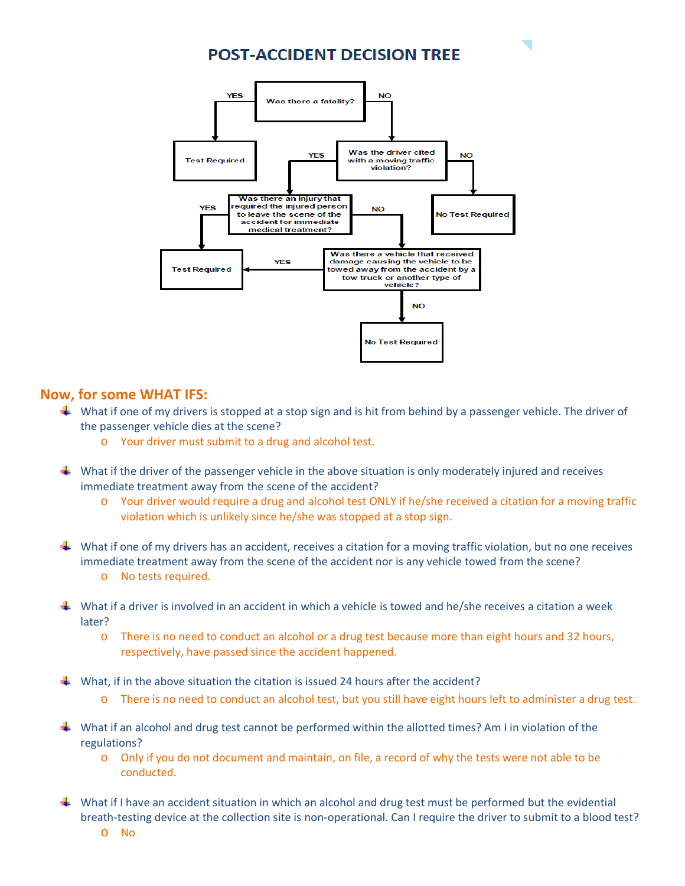# POST-ACCIDENT DECISION TREE

Was there a fatality?

YES

Test Required

NO

Was the driver cited with a moving traffic violation?

YES

NO

No Test Required

Was there an injury that required the injured person to leave the scene of the accident for immediate medical treatment?

YES

Test Required

NO

Was there a vehicle that received damage causing the vehicle to be towed away from the accident by a tow truck or another type of vehicle?

YES

Test Required

NO

No Test Required

## Now, for some WHAT IFS:

- What if one of my drivers is stopped at a stop sign and is hit from behind by a passenger vehicle. The driver of the passenger vehicle dies at the scene?
  - Your driver must submit to a drug and alcohol test.

- What if the driver of the passenger vehicle in the above situation is only moderately injured and receives immediate treatment away from the scene of the accident?
  - Your driver would require a drug and alcohol test ONLY if he/she received a citation for a moving traffic violation which is unlikely since he/she was stopped at a stop sign.

- What if one of my drivers has an accident, receives a citation for a moving traffic violation, but no one receives immediate treatment away from the scene of the accident nor is any vehicle towed from the scene?
  - No tests required.

- What if a driver is involved in an accident in which a vehicle is towed and he/she receives a citation a week later?
  - There is no need to conduct an alcohol or a drug test because more than eight hours and 32 hours, respectively, have passed since the accident happened.

- What, if in the above situation the citation is issued 24 hours after the accident?
  - There is no need to conduct an alcohol test, but you still have eight hours left to administer a drug test.

- What if an alcohol and drug test cannot be performed within the allotted times? Am I in violation of the regulations?
  - Only if you do not document and maintain, on file, a record of why the tests were not able to be conducted.

- What if I have an accident situation in which an alcohol and drug test must be performed but the evidential breath-testing device at the collection site is non-operational. Can I require the driver to submit to a blood test?
  - No